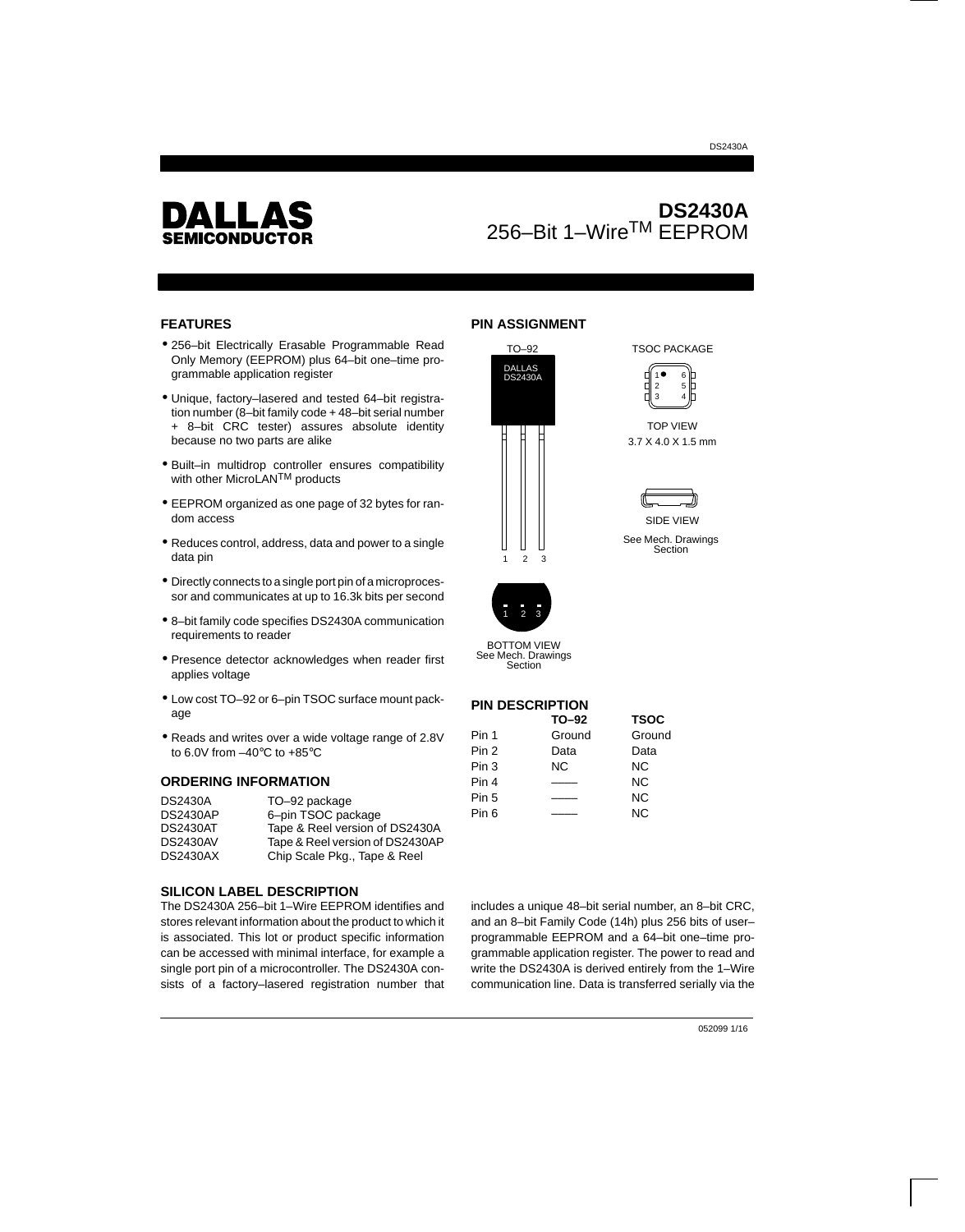# DS2430A
## 256–Bit 1–Wire™ EEPROM

DALLAS SEMICONDUCTOR

### FEATURES

- 256–bit Electrically Erasable Programmable Read Only Memory (EEPROM) plus 64–bit one–time programmable application register
- Unique, factory–lasered and tested 64–bit registration number (8–bit family code + 48–bit serial number + 8–bit CRC tester) assures absolute identity because no two parts are alike
- Built–in multidrop controller ensures compatibility with other MicroLAN™ products
- EEPROM organized as one page of 32 bytes for random access
- Reduces control, address, data and power to a single data pin
- Directly connects to a single port pin of a microprocessor and communicates at up to 16.3k bits per second
- 8–bit family code specifies DS2430A communication requirements to reader
- Presence detector acknowledges when reader first applies voltage
- Low cost TO–92 or 6–pin TSOC surface mount package
- Reads and writes over a wide voltage range of 2.8V to 6.0V from –40°C to +85°C

### ORDERING INFORMATION

| | |
|---|---|
| DS2430A | TO–92 package |
| DS2430AP | 6–pin TSOC package |
| DS2430AT | Tape & Reel version of DS2430A |
| DS2430AV | Tape & Reel version of DS2430AP |
| DS2430AX | Chip Scale Pkg., Tape & Reel |

### PIN ASSIGNMENT

TO–92: DALLAS DS2430A, pins 1 2 3

BOTTOM VIEW
See Mech. Drawings Section

TSOC PACKAGE

TOP VIEW
3.7 X 4.0 X 1.5 mm

SIDE VIEW
See Mech. Drawings Section

### PIN DESCRIPTION

| | TO–92 | TSOC |
|---|---|---|
| Pin 1 | Ground | Ground |
| Pin 2 | Data | Data |
| Pin 3 | NC | NC |
| Pin 4 | —— | NC |
| Pin 5 | —— | NC |
| Pin 6 | —— | NC |

### SILICON LABEL DESCRIPTION

The DS2430A 256–bit 1–Wire EEPROM identifies and stores relevant information about the product to which it is associated. This lot or product specific information can be accessed with minimal interface, for example a single port pin of a microcontroller. The DS2430A consists of a factory–lasered registration number that includes a unique 48–bit serial number, an 8–bit CRC, and an 8–bit Family Code (14h) plus 256 bits of user–programmable EEPROM and a 64–bit one–time programmable application register. The power to read and write the DS2430A is derived entirely from the 1–Wire communication line. Data is transferred serially via the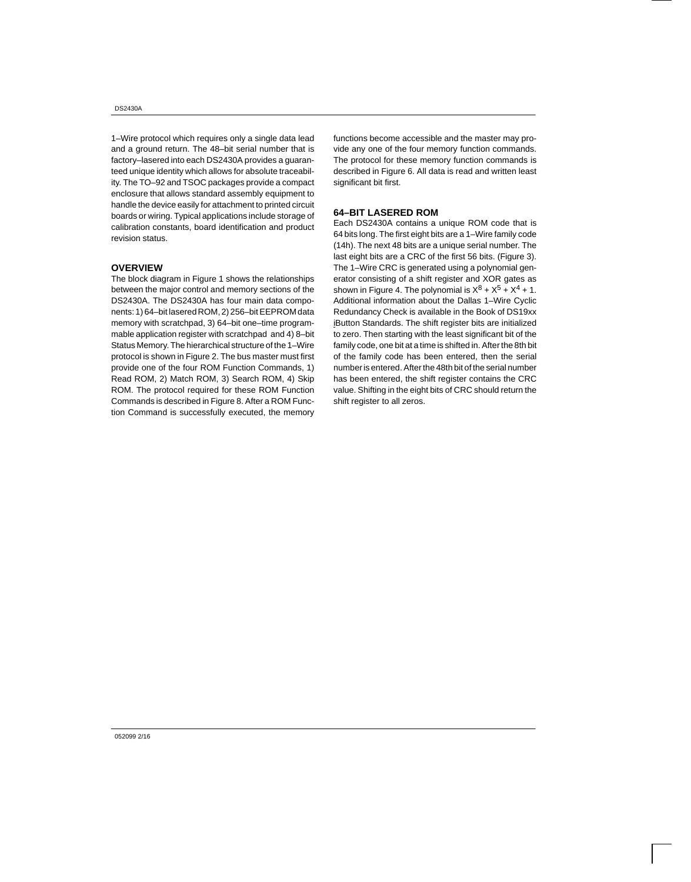1–Wire protocol which requires only a single data lead and a ground return. The 48–bit serial number that is factory–lasered into each DS2430A provides a guaranteed unique identity which allows for absolute traceability. The TO–92 and TSOC packages provide a compact enclosure that allows standard assembly equipment to handle the device easily for attachment to printed circuit boards or wiring. Typical applications include storage of calibration constants, board identification and product revision status.

## OVERVIEW

The block diagram in Figure 1 shows the relationships between the major control and memory sections of the DS2430A. The DS2430A has four main data components: 1) 64–bit lasered ROM, 2) 256–bit EEPROM data memory with scratchpad, 3) 64–bit one–time programmable application register with scratchpad and 4) 8–bit Status Memory. The hierarchical structure of the 1–Wire protocol is shown in Figure 2. The bus master must first provide one of the four ROM Function Commands, 1) Read ROM, 2) Match ROM, 3) Search ROM, 4) Skip ROM. The protocol required for these ROM Function Commands is described in Figure 8. After a ROM Function Command is successfully executed, the memory functions become accessible and the master may provide any one of the four memory function commands. The protocol for these memory function commands is described in Figure 6. All data is read and written least significant bit first.

## 64–BIT LASERED ROM

Each DS2430A contains a unique ROM code that is 64 bits long. The first eight bits are a 1–Wire family code (14h). The next 48 bits are a unique serial number. The last eight bits are a CRC of the first 56 bits. (Figure 3). The 1–Wire CRC is generated using a polynomial generator consisting of a shift register and XOR gates as shown in Figure 4. The polynomial is $X^8 + X^5 + X^4 + 1$. Additional information about the Dallas 1–Wire Cyclic Redundancy Check is available in the Book of DS19xx iButton Standards. The shift register bits are initialized to zero. Then starting with the least significant bit of the family code, one bit at a time is shifted in. After the 8th bit of the family code has been entered, then the serial number is entered. After the 48th bit of the serial number has been entered, the shift register contains the CRC value. Shifting in the eight bits of CRC should return the shift register to all zeros.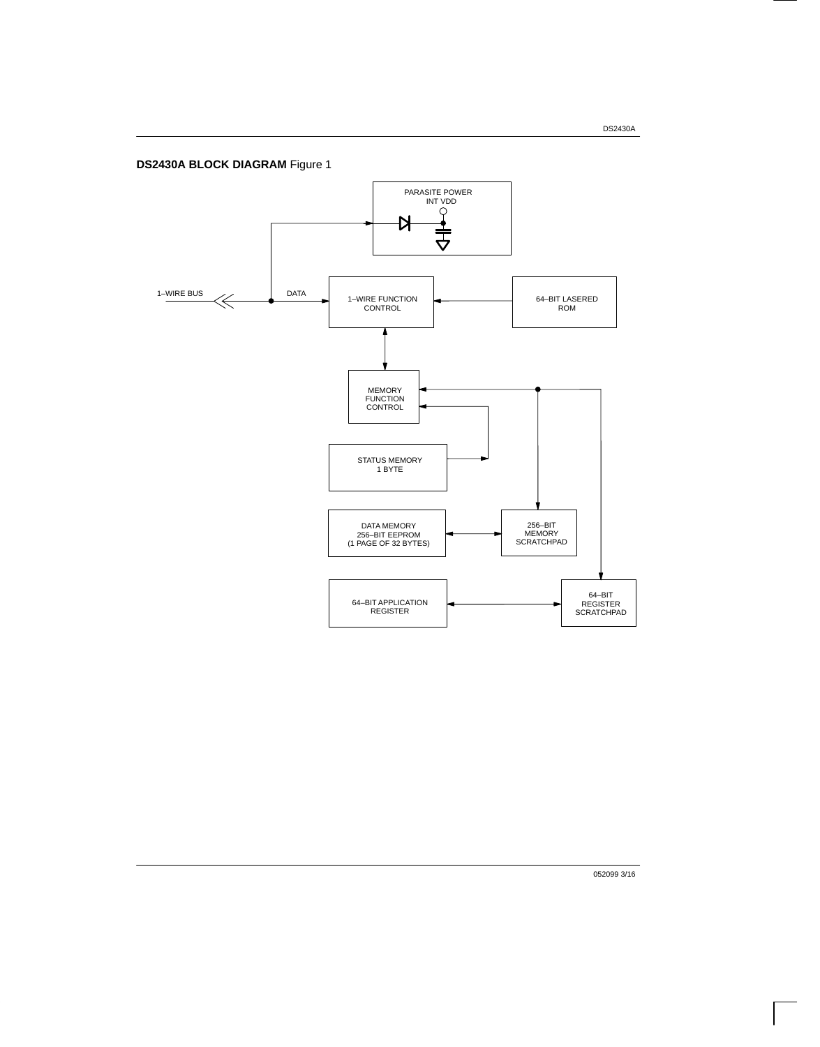**DS2430A BLOCK DIAGRAM** Figure 1

PARASITE POWER
INT VDD

1–WIRE BUS

DATA

1–WIRE FUNCTION CONTROL

64–BIT LASERED ROM

MEMORY FUNCTION CONTROL

STATUS MEMORY
1 BYTE

DATA MEMORY
256–BIT EEPROM
(1 PAGE OF 32 BYTES)

256–BIT MEMORY SCRATCHPAD

64–BIT APPLICATION REGISTER

64–BIT REGISTER SCRATCHPAD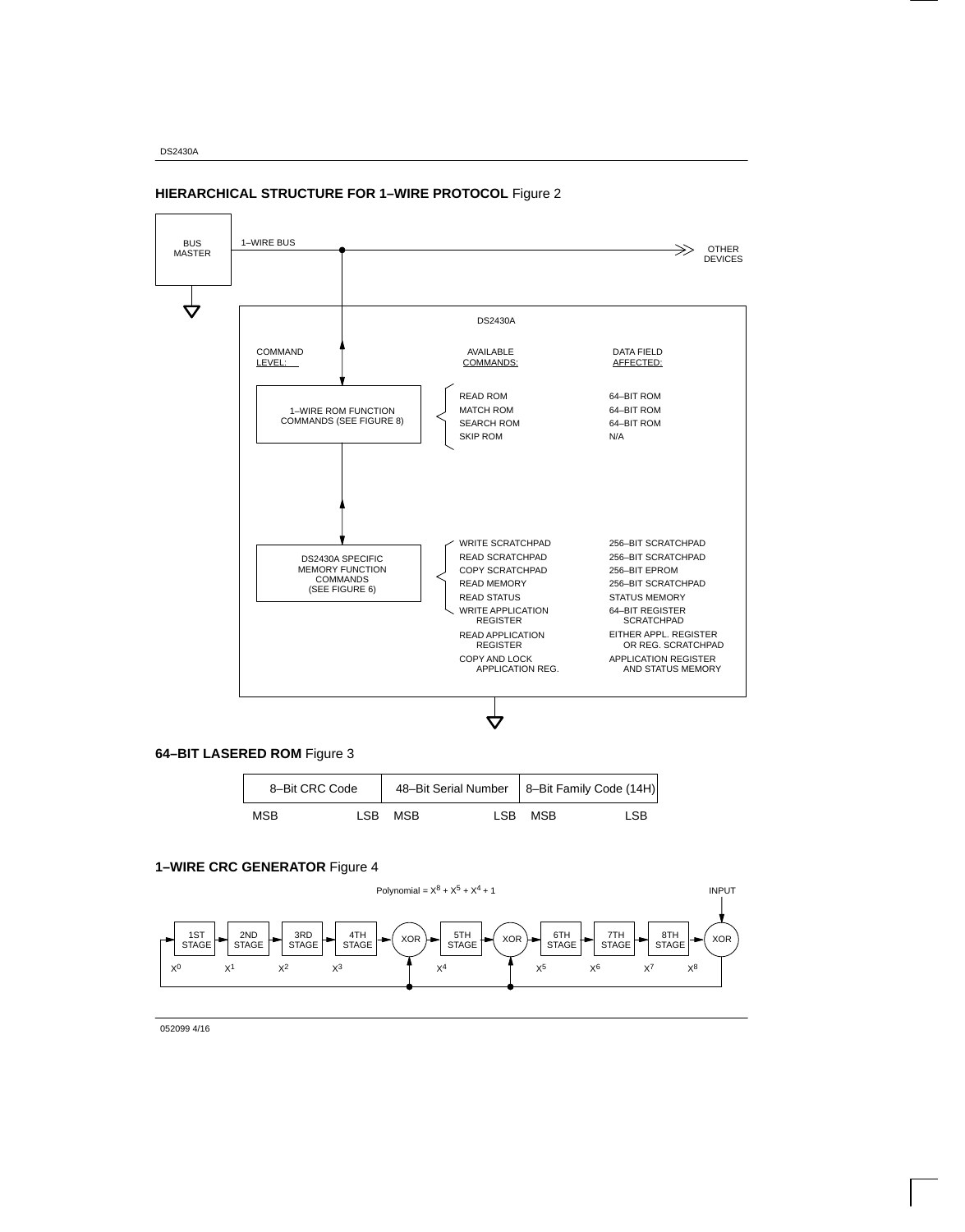## HIERARCHICAL STRUCTURE FOR 1–WIRE PROTOCOL Figure 2

BUS MASTER — 1–WIRE BUS — OTHER DEVICES

DS2430A

| COMMAND LEVEL: | AVAILABLE COMMANDS: | DATA FIELD AFFECTED: |
|---|---|---|
| 1–WIRE ROM FUNCTION COMMANDS (SEE FIGURE 8) | READ ROM | 64–BIT ROM |
| | MATCH ROM | 64–BIT ROM |
| | SEARCH ROM | 64–BIT ROM |
| | SKIP ROM | N/A |
| DS2430A SPECIFIC MEMORY FUNCTION COMMANDS (SEE FIGURE 6) | WRITE SCRATCHPAD | 256–BIT SCRATCHPAD |
| | READ SCRATCHPAD | 256–BIT SCRATCHPAD |
| | COPY SCRATCHPAD | 256–BIT EPROM |
| | READ MEMORY | 256–BIT SCRATCHPAD |
| | READ STATUS | STATUS MEMORY |
| | WRITE APPLICATION REGISTER | 64–BIT REGISTER SCRATCHPAD |
| | READ APPLICATION REGISTER | EITHER APPL. REGISTER OR REG. SCRATCHPAD |
| | COPY AND LOCK APPLICATION REG. | APPLICATION REGISTER AND STATUS MEMORY |

## 64–BIT LASERED ROM Figure 3

| 8–Bit CRC Code | 48–Bit Serial Number | 8–Bit Family Code (14H) |
|---|---|---|
| MSB LSB | MSB LSB | MSB LSB |

## 1–WIRE CRC GENERATOR Figure 4

Polynomial = $X^8 + X^5 + X^4 + 1$

INPUT

1ST STAGE ($X^0$) → 2ND STAGE ($X^1$) → 3RD STAGE ($X^2$) → 4TH STAGE ($X^3$) → XOR → 5TH STAGE ($X^4$) → XOR → 6TH STAGE ($X^5$) → 7TH STAGE ($X^6$) → 8TH STAGE ($X^7$) → XOR ($X^8$)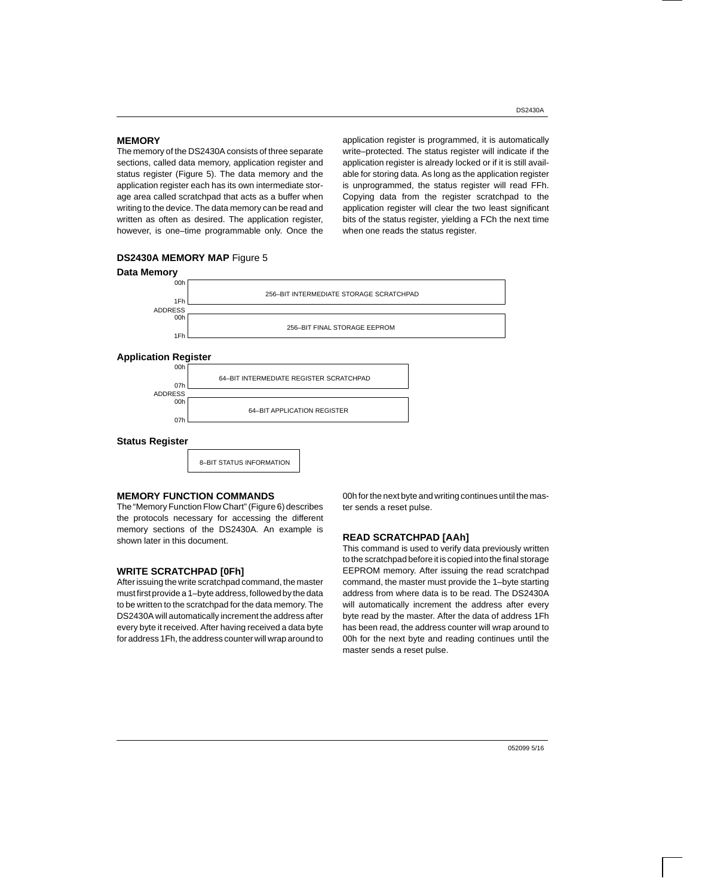## MEMORY

The memory of the DS2430A consists of three separate sections, called data memory, application register and status register (Figure 5). The data memory and the application register each has its own intermediate storage area called scratchpad that acts as a buffer when writing to the device. The data memory can be read and written as often as desired. The application register, however, is one–time programmable only. Once the application register is programmed, it is automatically write–protected. The status register will indicate if the application register is already locked or if it is still available for storing data. As long as the application register is unprogrammed, the status register will read FFh. Copying data from the register scratchpad to the application register will clear the two least significant bits of the status register, yielding a FCh the next time when one reads the status register.

**DS2430A MEMORY MAP** Figure 5

**Data Memory**

| ADDRESS | |
|---|---|
| 00h – 1Fh | 256–BIT INTERMEDIATE STORAGE SCRATCHPAD |
| 00h – 1Fh | 256–BIT FINAL STORAGE EEPROM |

**Application Register**

| ADDRESS | |
|---|---|
| 00h – 07h | 64–BIT INTERMEDIATE REGISTER SCRATCHPAD |
| 00h – 07h | 64–BIT APPLICATION REGISTER |

**Status Register**

| |
|---|
| 8–BIT STATUS INFORMATION |

## MEMORY FUNCTION COMMANDS

The "Memory Function Flow Chart" (Figure 6) describes the protocols necessary for accessing the different memory sections of the DS2430A. An example is shown later in this document.

### WRITE SCRATCHPAD [0Fh]

After issuing the write scratchpad command, the master must first provide a 1–byte address, followed by the data to be written to the scratchpad for the data memory. The DS2430A will automatically increment the address after every byte it received. After having received a data byte for address 1Fh, the address counter will wrap around to 00h for the next byte and writing continues until the master sends a reset pulse.

### READ SCRATCHPAD [AAh]

This command is used to verify data previously written to the scratchpad before it is copied into the final storage EEPROM memory. After issuing the read scratchpad command, the master must provide the 1–byte starting address from where data is to be read. The DS2430A will automatically increment the address after every byte read by the master. After the data of address 1Fh has been read, the address counter will wrap around to 00h for the next byte and reading continues until the master sends a reset pulse.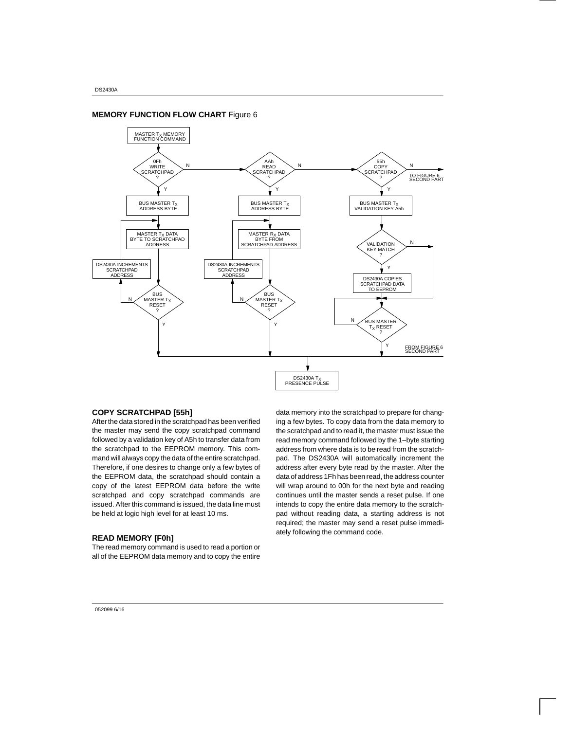**MEMORY FUNCTION FLOW CHART** Figure 6

## COPY SCRATCHPAD [55h]

After the data stored in the scratchpad has been verified the master may send the copy scratchpad command followed by a validation key of A5h to transfer data from the scratchpad to the EEPROM memory. This command will always copy the data of the entire scratchpad. Therefore, if one desires to change only a few bytes of the EEPROM data, the scratchpad should contain a copy of the latest EEPROM data before the write scratchpad and copy scratchpad commands are issued. After this command is issued, the data line must be held at logic high level for at least 10 ms.

## READ MEMORY [F0h]

The read memory command is used to read a portion or all of the EEPROM data memory and to copy the entire data memory into the scratchpad to prepare for changing a few bytes. To copy data from the data memory to the scratchpad and to read it, the master must issue the read memory command followed by the 1–byte starting address from where data is to be read from the scratchpad. The DS2430A will automatically increment the address after every byte read by the master. After the data of address 1Fh has been read, the address counter will wrap around to 00h for the next byte and reading continues until the master sends a reset pulse. If one intends to copy the entire data memory to the scratchpad without reading data, a starting address is not required; the master may send a reset pulse immediately following the command code.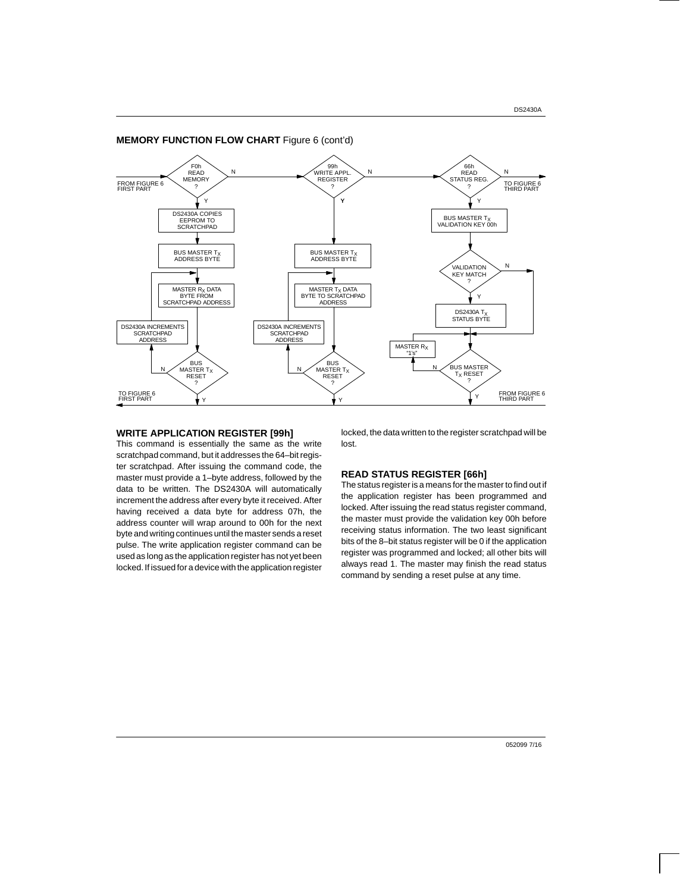**MEMORY FUNCTION FLOW CHART** Figure 6 (cont'd)

## WRITE APPLICATION REGISTER [99h]

This command is essentially the same as the write scratchpad command, but it addresses the 64–bit register scratchpad. After issuing the command code, the master must provide a 1–byte address, followed by the data to be written. The DS2430A will automatically increment the address after every byte it received. After having received a data byte for address 07h, the address counter will wrap around to 00h for the next byte and writing continues until the master sends a reset pulse. The write application register command can be used as long as the application register has not yet been locked. If issued for a device with the application register locked, the data written to the register scratchpad will be lost.

## READ STATUS REGISTER [66h]

The status register is a means for the master to find out if the application register has been programmed and locked. After issuing the read status register command, the master must provide the validation key 00h before receiving status information. The two least significant bits of the 8–bit status register will be 0 if the application register was programmed and locked; all other bits will always read 1. The master may finish the read status command by sending a reset pulse at any time.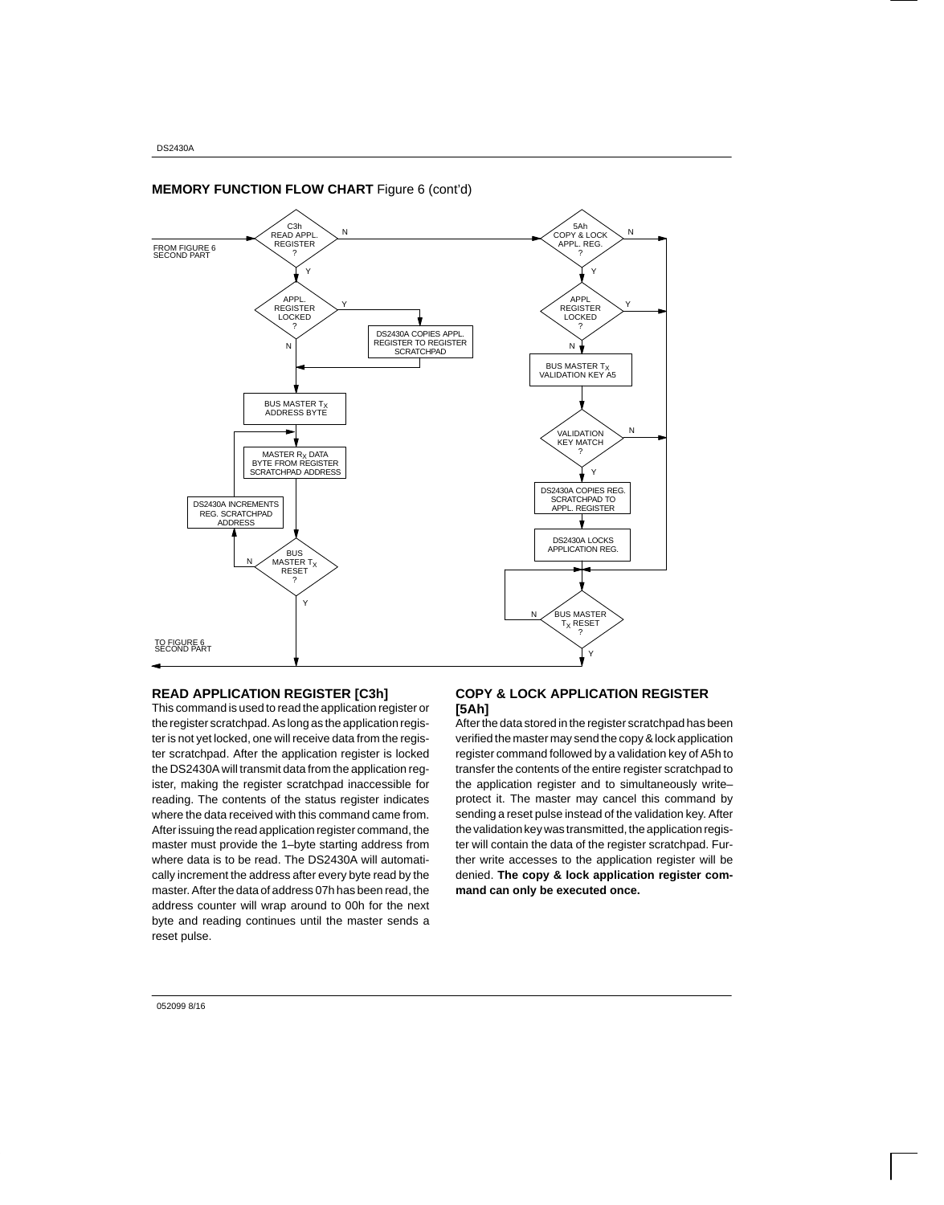**MEMORY FUNCTION FLOW CHART** Figure 6 (cont'd)

### READ APPLICATION REGISTER [C3h]

This command is used to read the application register or the register scratchpad. As long as the application register is not yet locked, one will receive data from the register scratchpad. After the application register is locked the DS2430A will transmit data from the application register, making the register scratchpad inaccessible for reading. The contents of the status register indicates where the data received with this command came from. After issuing the read application register command, the master must provide the 1–byte starting address from where data is to be read. The DS2430A will automatically increment the address after every byte read by the master. After the data of address 07h has been read, the address counter will wrap around to 00h for the next byte and reading continues until the master sends a reset pulse.

### COPY & LOCK APPLICATION REGISTER [5Ah]

After the data stored in the register scratchpad has been verified the master may send the copy & lock application register command followed by a validation key of A5h to transfer the contents of the entire register scratchpad to the application register and to simultaneously write–protect it. The master may cancel this command by sending a reset pulse instead of the validation key. After the validation key was transmitted, the application register will contain the data of the register scratchpad. Further write accesses to the application register will be denied. **The copy & lock application register command can only be executed once.**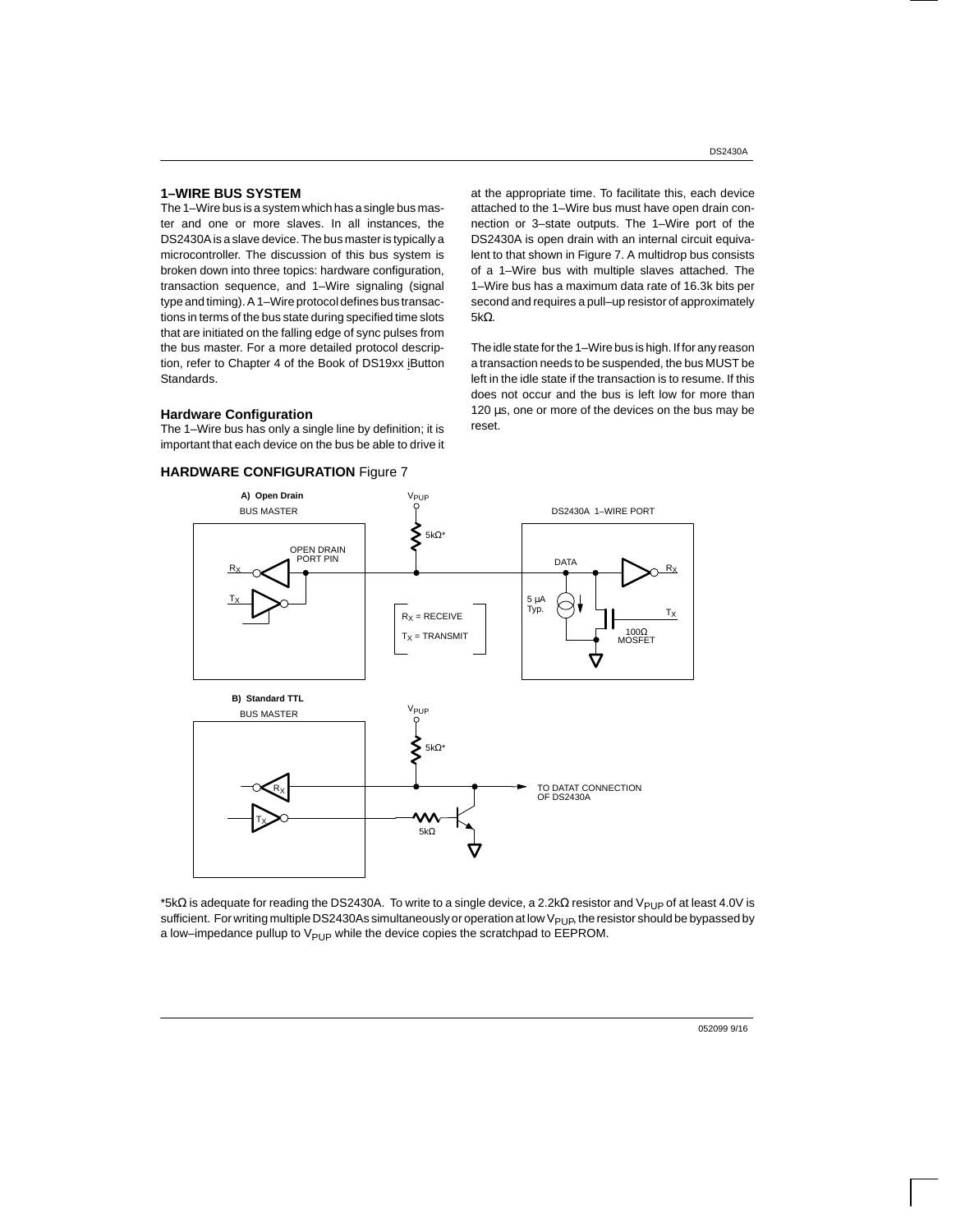## 1–WIRE BUS SYSTEM

The 1–Wire bus is a system which has a single bus master and one or more slaves. In all instances, the DS2430A is a slave device. The bus master is typically a microcontroller. The discussion of this bus system is broken down into three topics: hardware configuration, transaction sequence, and 1–Wire signaling (signal type and timing). A 1–Wire protocol defines bus transactions in terms of the bus state during specified time slots that are initiated on the falling edge of sync pulses from the bus master. For a more detailed protocol description, refer to Chapter 4 of the Book of DS19xx iButton Standards.

### Hardware Configuration

The 1–Wire bus has only a single line by definition; it is important that each device on the bus be able to drive it at the appropriate time. To facilitate this, each device attached to the 1–Wire bus must have open drain connection or 3–state outputs. The 1–Wire port of the DS2430A is open drain with an internal circuit equivalent to that shown in Figure 7. A multidrop bus consists of a 1–Wire bus with multiple slaves attached. The 1–Wire bus has a maximum data rate of 16.3k bits per second and requires a pull–up resistor of approximately 5kΩ.

The idle state for the 1–Wire bus is high. If for any reason a transaction needs to be suspended, the bus MUST be left in the idle state if the transaction is to resume. If this does not occur and the bus is left low for more than 120 µs, one or more of the devices on the bus may be reset.

**HARDWARE CONFIGURATION** Figure 7

A) Open Drain

BUS MASTER — OPEN DRAIN PORT PIN; $R_X$, $T_X$

$V_{PUP}$ — 5kΩ*

DS2430A 1–WIRE PORT — DATA; $R_X$; $T_X$; 5 µA Typ.; 100Ω MOSFET

$R_X$ = RECEIVE
$T_X$ = TRANSMIT

B) Standard TTL

BUS MASTER — $R_X$, $T_X$

$V_{PUP}$ — 5kΩ*; 5kΩ

TO DATAT CONNECTION OF DS2430A

*5kΩ is adequate for reading the DS2430A. To write to a single device, a 2.2kΩ resistor and $V_{PUP}$ of at least 4.0V is sufficient. For writing multiple DS2430As simultaneously or operation at low $V_{PUP}$, the resistor should be bypassed by a low–impedance pullup to $V_{PUP}$ while the device copies the scratchpad to EEPROM.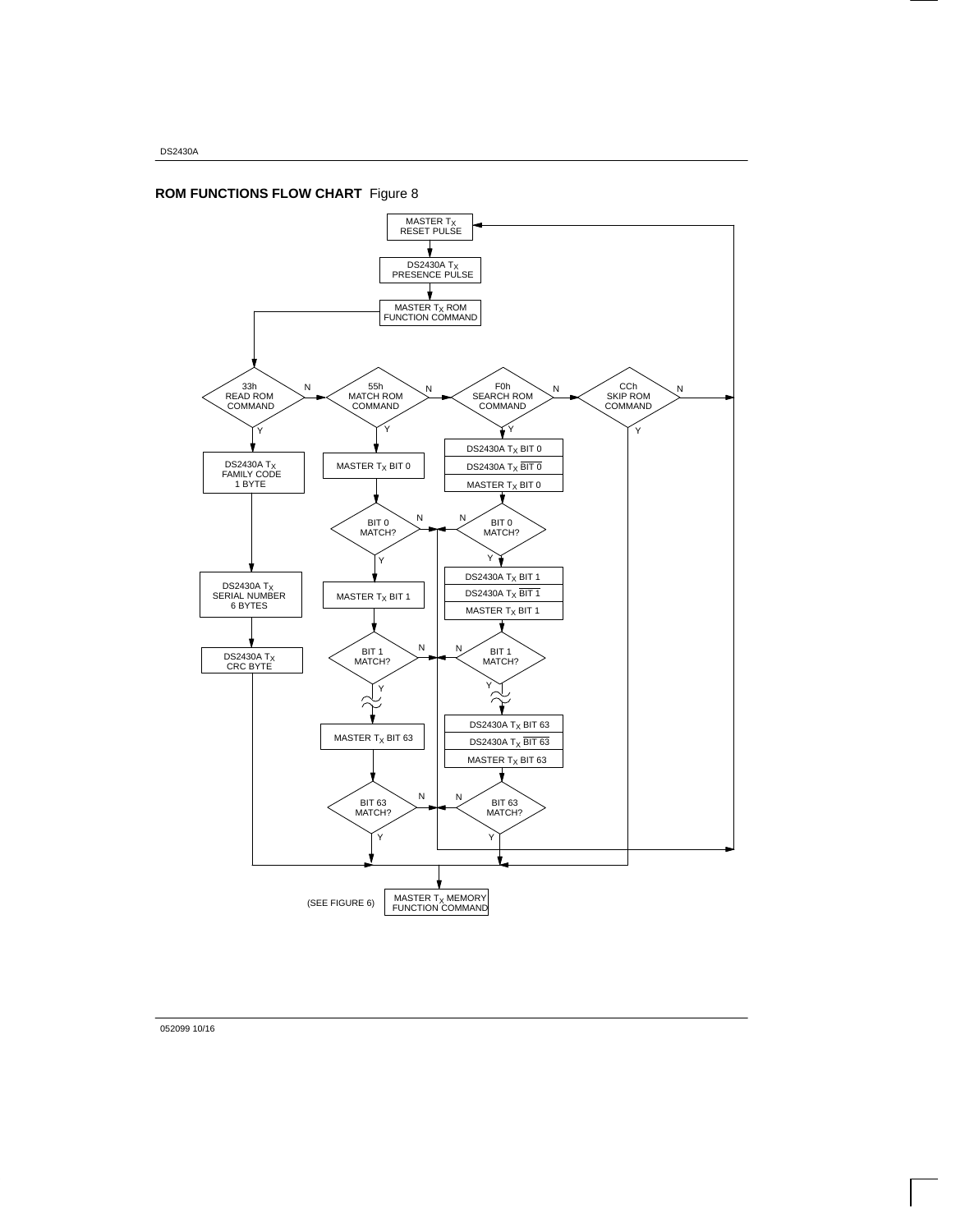## ROM FUNCTIONS FLOW CHART Figure 8

MASTER $T_X$ RESET PULSE

DS2430A $T_X$ PRESENCE PULSE

MASTER $T_X$ ROM FUNCTION COMMAND

33h READ ROM COMMAND

N

55h MATCH ROM COMMAND

N

F0h SEARCH ROM COMMAND

N

CCh SKIP ROM COMMAND

N

Y

Y

Y

Y

DS2430A $T_X$ FAMILY CODE 1 BYTE

MASTER $T_X$ BIT 0

DS2430A $T_X$ BIT 0

DS2430A $T_X$ $\overline{\text{BIT 0}}$

MASTER $T_X$ BIT 0

BIT 0 MATCH?

N

N

BIT 0 MATCH?

Y

Y

DS2430A $T_X$ SERIAL NUMBER 6 BYTES

MASTER $T_X$ BIT 1

DS2430A $T_X$ BIT 1

DS2430A $T_X$ $\overline{\text{BIT 1}}$

MASTER $T_X$ BIT 1

DS2430A $T_X$ CRC BYTE

BIT 1 MATCH?

N

N

BIT 1 MATCH?

Y

Y

MASTER $T_X$ BIT 63

DS2430A $T_X$ BIT 63

DS2430A $T_X$ $\overline{\text{BIT 63}}$

MASTER $T_X$ BIT 63

BIT 63 MATCH?

N

N

BIT 63 MATCH?

Y

Y

(SEE FIGURE 6)

MASTER $T_X$ MEMORY FUNCTION COMMAND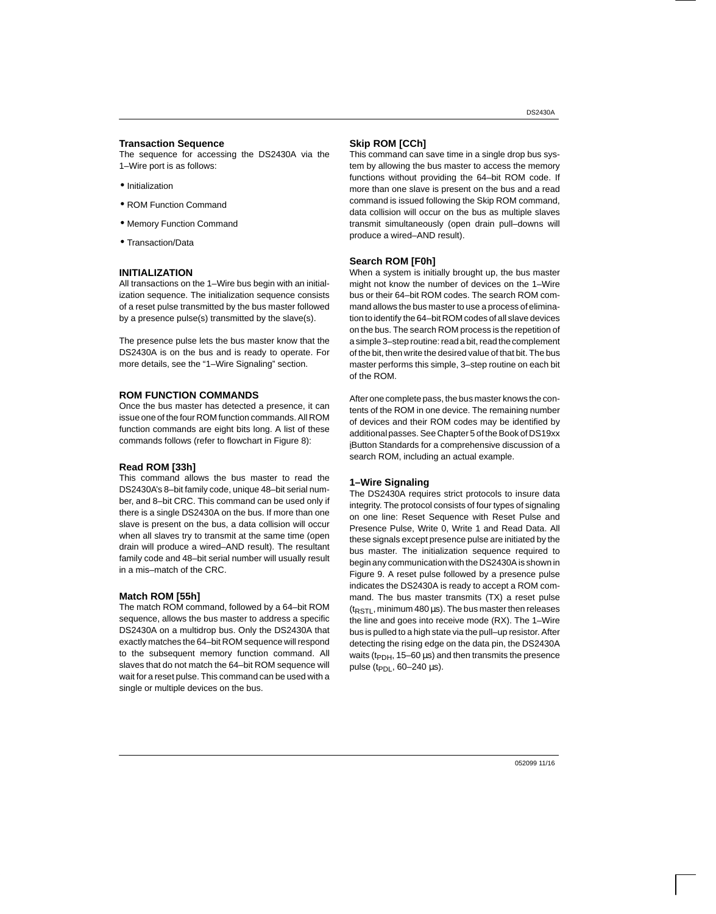### Transaction Sequence

The sequence for accessing the DS2430A via the 1–Wire port is as follows:

- Initialization
- ROM Function Command
- Memory Function Command
- Transaction/Data

## INITIALIZATION

All transactions on the 1–Wire bus begin with an initialization sequence. The initialization sequence consists of a reset pulse transmitted by the bus master followed by a presence pulse(s) transmitted by the slave(s).

The presence pulse lets the bus master know that the DS2430A is on the bus and is ready to operate. For more details, see the "1–Wire Signaling" section.

## ROM FUNCTION COMMANDS

Once the bus master has detected a presence, it can issue one of the four ROM function commands. All ROM function commands are eight bits long. A list of these commands follows (refer to flowchart in Figure 8):

### Read ROM [33h]

This command allows the bus master to read the DS2430A's 8–bit family code, unique 48–bit serial number, and 8–bit CRC. This command can be used only if there is a single DS2430A on the bus. If more than one slave is present on the bus, a data collision will occur when all slaves try to transmit at the same time (open drain will produce a wired–AND result). The resultant family code and 48–bit serial number will usually result in a mis–match of the CRC.

### Match ROM [55h]

The match ROM command, followed by a 64–bit ROM sequence, allows the bus master to address a specific DS2430A on a multidrop bus. Only the DS2430A that exactly matches the 64–bit ROM sequence will respond to the subsequent memory function command. All slaves that do not match the 64–bit ROM sequence will wait for a reset pulse. This command can be used with a single or multiple devices on the bus.

### Skip ROM [CCh]

This command can save time in a single drop bus system by allowing the bus master to access the memory functions without providing the 64–bit ROM code. If more than one slave is present on the bus and a read command is issued following the Skip ROM command, data collision will occur on the bus as multiple slaves transmit simultaneously (open drain pull–downs will produce a wired–AND result).

### Search ROM [F0h]

When a system is initially brought up, the bus master might not know the number of devices on the 1–Wire bus or their 64–bit ROM codes. The search ROM command allows the bus master to use a process of elimination to identify the 64–bit ROM codes of all slave devices on the bus. The search ROM process is the repetition of a simple 3–step routine: read a bit, read the complement of the bit, then write the desired value of that bit. The bus master performs this simple, 3–step routine on each bit of the ROM.

After one complete pass, the bus master knows the contents of the ROM in one device. The remaining number of devices and their ROM codes may be identified by additional passes. See Chapter 5 of the Book of DS19xx iButton Standards for a comprehensive discussion of a search ROM, including an actual example.

### 1–Wire Signaling

The DS2430A requires strict protocols to insure data integrity. The protocol consists of four types of signaling on one line: Reset Sequence with Reset Pulse and Presence Pulse, Write 0, Write 1 and Read Data. All these signals except presence pulse are initiated by the bus master. The initialization sequence required to begin any communication with the DS2430A is shown in Figure 9. A reset pulse followed by a presence pulse indicates the DS2430A is ready to accept a ROM command. The bus master transmits (TX) a reset pulse ($t_{RSTL}$, minimum 480 µs). The bus master then releases the line and goes into receive mode (RX). The 1–Wire bus is pulled to a high state via the pull–up resistor. After detecting the rising edge on the data pin, the DS2430A waits ($t_{PDH}$, 15–60 µs) and then transmits the presence pulse ($t_{PDL}$, 60–240 µs).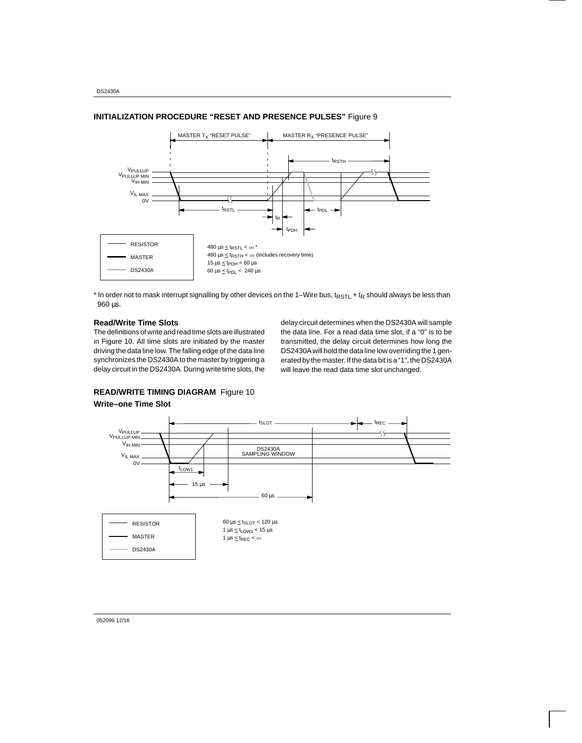## INITIALIZATION PROCEDURE "RESET AND PRESENCE PULSES" Figure 9

MASTER $T_X$ "RESET PULSE" — MASTER $R_X$ "PRESENCE PULSE"

$V_{PULLUP}$, $V_{PULLUP\ MIN}$, $V_{IH\ MIN}$, $V_{IL\ MAX}$, 0V

$t_{RSTH}$, $t_{RSTL}$, $t_R$, $t_{PDH}$, $t_{PDL}$

RESISTOR / MASTER / DS2430A

$480\ \mu s \le t_{RSTL} < \infty$ *
$480\ \mu s \le t_{RSTH} < \infty$ (includes recovery time)
$15\ \mu s \le t_{PDH} < 60\ \mu s$
$60\ \mu s \le t_{PDL} < 240\ \mu s$

* In order not to mask interrupt signalling by other devices on the 1–Wire bus, $t_{RSTL} + t_R$ should always be less than 960 µs.

### Read/Write Time Slots

The definitions of write and read time slots are illustrated in Figure 10. All time slots are initiated by the master driving the data line low. The falling edge of the data line synchronizes the DS2430A to the master by triggering a delay circuit in the DS2430A. During write time slots, the delay circuit determines when the DS2430A will sample the data line. For a read data time slot, if a "0" is to be transmitted, the delay circuit determines how long the DS2430A will hold the data line low overriding the 1 generated by the master. If the data bit is a "1", the DS2430A will leave the read data time slot unchanged.

## READ/WRITE TIMING DIAGRAM Figure 10

### Write–one Time Slot

$t_{SLOT}$, $t_{REC}$

$V_{PULLUP}$, $V_{PULLUP\ MIN}$, $V_{IH\ MIN}$, $V_{IL\ MAX}$, 0V

DS2430A SAMPLING WINDOW

$t_{LOW1}$, 15 µs, 60 µs

RESISTOR / MASTER / DS2430A

$60\ \mu s \le t_{SLOT} < 120\ \mu s$
$1\ \mu s \le t_{LOW1} < 15\ \mu s$
$1\ \mu s \le t_{REC} < \infty$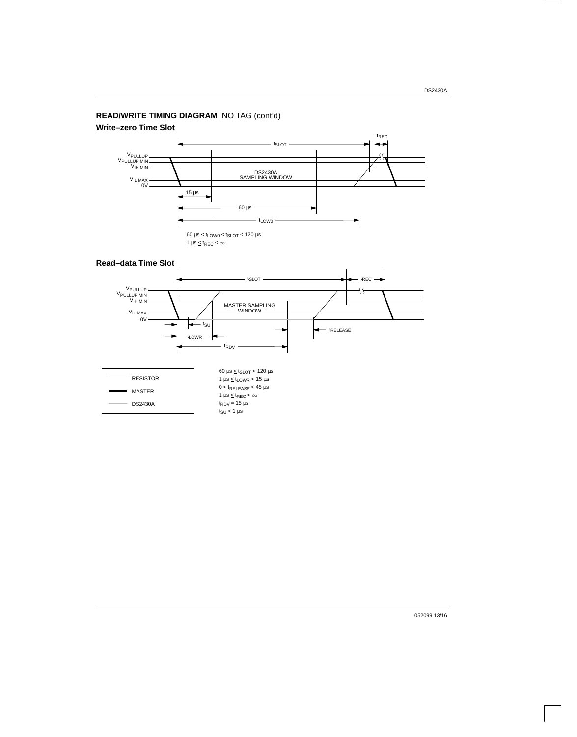## READ/WRITE TIMING DIAGRAM NO TAG (cont'd)

### Write–zero Time Slot

$V_{PULLUP}$

$V_{PULLUP\ MIN}$

$V_{IH\ MIN}$

$V_{IL\ MAX}$

0V

$t_{SLOT}$

$t_{REC}$

DS2430A SAMPLING WINDOW

15 µs

60 µs

$t_{LOW0}$

$60\ \mu s \leq t_{LOW0} < t_{SLOT} < 120\ \mu s$

$1\ \mu s \leq t_{REC} < \infty$

### Read–data Time Slot

$V_{PULLUP}$

$V_{PULLUP\ MIN}$

$V_{IH\ MIN}$

$V_{IL\ MAX}$

0V

$t_{SLOT}$

$t_{REC}$

MASTER SAMPLING WINDOW

$t_{SU}$

$t_{LOWR}$

$t_{RDV}$

$t_{RELEASE}$

Legend:
- RESISTOR
- MASTER
- DS2430A

$60\ \mu s \leq t_{SLOT} < 120\ \mu s$

$1\ \mu s \leq t_{LOWR} < 15\ \mu s$

$0 \leq t_{RELEASE} < 45\ \mu s$

$1\ \mu s \leq t_{REC} < \infty$

$t_{RDV} = 15\ \mu s$

$t_{SU} < 1\ \mu s$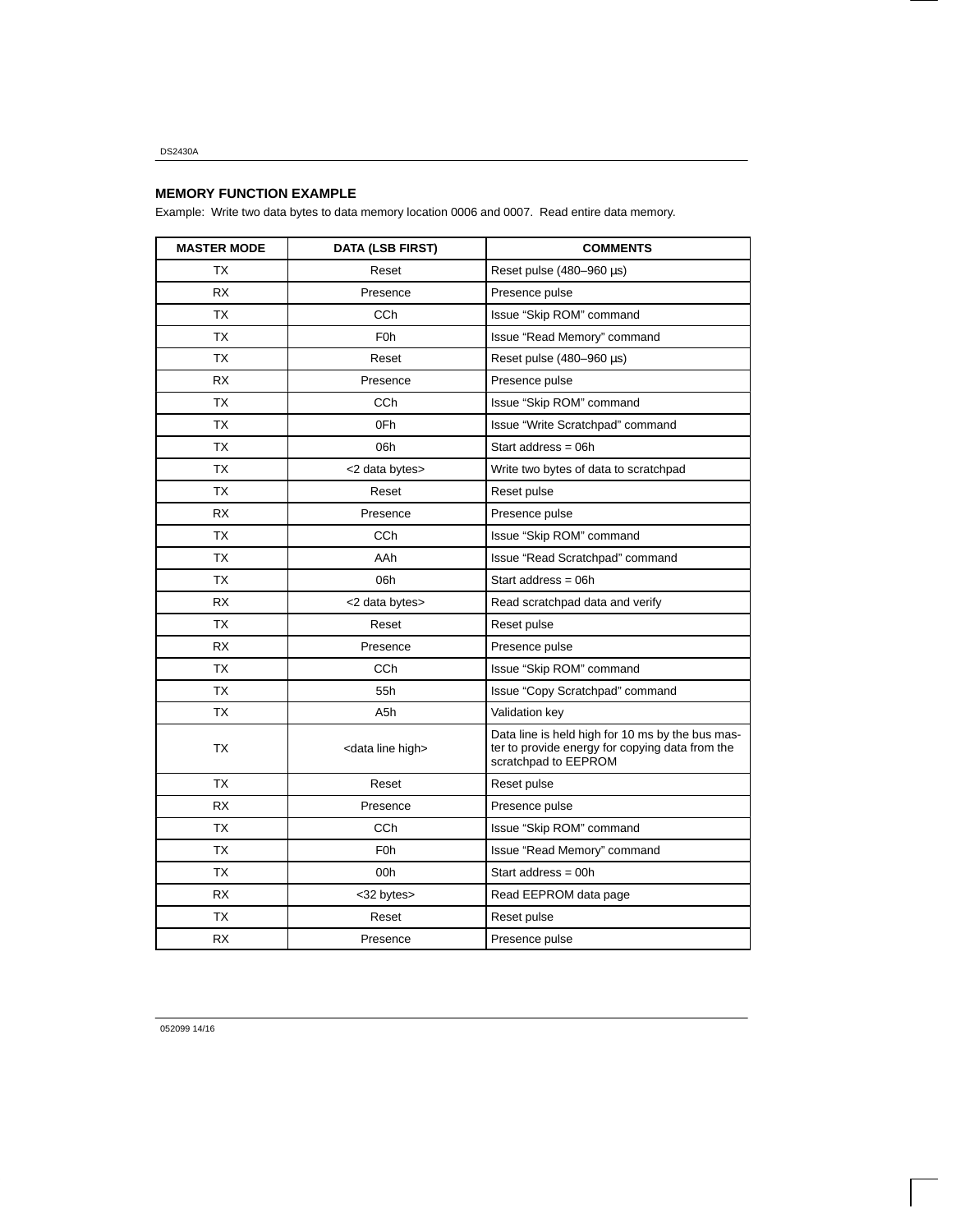## MEMORY FUNCTION EXAMPLE

Example: Write two data bytes to data memory location 0006 and 0007. Read entire data memory.

| MASTER MODE | DATA (LSB FIRST) | COMMENTS |
|---|---|---|
| TX | Reset | Reset pulse (480–960 µs) |
| RX | Presence | Presence pulse |
| TX | CCh | Issue “Skip ROM” command |
| TX | F0h | Issue “Read Memory” command |
| TX | Reset | Reset pulse (480–960 µs) |
| RX | Presence | Presence pulse |
| TX | CCh | Issue “Skip ROM” command |
| TX | 0Fh | Issue “Write Scratchpad” command |
| TX | 06h | Start address = 06h |
| TX | <2 data bytes> | Write two bytes of data to scratchpad |
| TX | Reset | Reset pulse |
| RX | Presence | Presence pulse |
| TX | CCh | Issue “Skip ROM” command |
| TX | AAh | Issue “Read Scratchpad” command |
| TX | 06h | Start address = 06h |
| RX | <2 data bytes> | Read scratchpad data and verify |
| TX | Reset | Reset pulse |
| RX | Presence | Presence pulse |
| TX | CCh | Issue “Skip ROM” command |
| TX | 55h | Issue “Copy Scratchpad” command |
| TX | A5h | Validation key |
| TX | <data line high> | Data line is held high for 10 ms by the bus master to provide energy for copying data from the scratchpad to EEPROM |
| TX | Reset | Reset pulse |
| RX | Presence | Presence pulse |
| TX | CCh | Issue “Skip ROM” command |
| TX | F0h | Issue “Read Memory” command |
| TX | 00h | Start address = 00h |
| RX | <32 bytes> | Read EEPROM data page |
| TX | Reset | Reset pulse |
| RX | Presence | Presence pulse |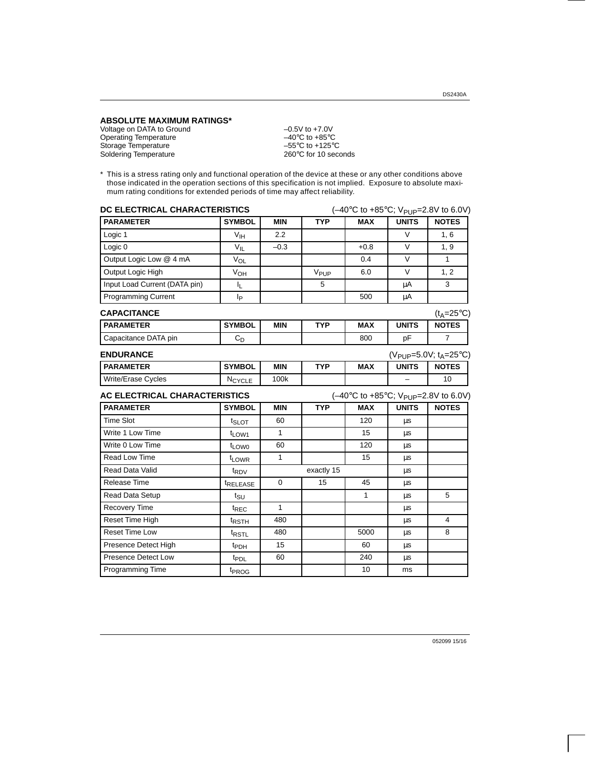## ABSOLUTE MAXIMUM RATINGS*

| | |
|---|---|
| Voltage on DATA to Ground | –0.5V to +7.0V |
| Operating Temperature | –40°C to +85°C |
| Storage Temperature | –55°C to +125°C |
| Soldering Temperature | 260°C for 10 seconds |

* This is a stress rating only and functional operation of the device at these or any other conditions above those indicated in the operation sections of this specification is not implied. Exposure to absolute maximum rating conditions for extended periods of time may affect reliability.

## DC ELECTRICAL CHARACTERISTICS

(–40°C to +85°C; $V_{PUP}$=2.8V to 6.0V)

| PARAMETER | SYMBOL | MIN | TYP | MAX | UNITS | NOTES |
|---|---|---|---|---|---|---|
| Logic 1 | $V_{IH}$ | 2.2 | | | V | 1, 6 |
| Logic 0 | $V_{IL}$ | –0.3 | | +0.8 | V | 1, 9 |
| Output Logic Low @ 4 mA | $V_{OL}$ | | | 0.4 | V | 1 |
| Output Logic High | $V_{OH}$ | | $V_{PUP}$ | 6.0 | V | 1, 2 |
| Input Load Current (DATA pin) | $I_L$ | | 5 | | μA | 3 |
| Programming Current | $I_P$ | | | 500 | μA | |

## CAPACITANCE

($t_A$=25°C)

| PARAMETER | SYMBOL | MIN | TYP | MAX | UNITS | NOTES |
|---|---|---|---|---|---|---|
| Capacitance DATA pin | $C_D$ | | | 800 | pF | 7 |

## ENDURANCE

($V_{PUP}$=5.0V; $t_A$=25°C)

| PARAMETER | SYMBOL | MIN | TYP | MAX | UNITS | NOTES |
|---|---|---|---|---|---|---|
| Write/Erase Cycles | $N_{CYCLE}$ | 100k | | | – | 10 |

## AC ELECTRICAL CHARACTERISTICS

(–40°C to +85°C; $V_{PUP}$=2.8V to 6.0V)

| PARAMETER | SYMBOL | MIN | TYP | MAX | UNITS | NOTES |
|---|---|---|---|---|---|---|
| Time Slot | $t_{SLOT}$ | 60 | | 120 | μs | |
| Write 1 Low Time | $t_{LOW1}$ | 1 | | 15 | μs | |
| Write 0 Low Time | $t_{LOW0}$ | 60 | | 120 | μs | |
| Read Low Time | $t_{LOWR}$ | 1 | | 15 | μs | |
| Read Data Valid | $t_{RDV}$ | | exactly 15 | | μs | |
| Release Time | $t_{RELEASE}$ | 0 | 15 | 45 | μs | |
| Read Data Setup | $t_{SU}$ | | | 1 | μs | 5 |
| Recovery Time | $t_{REC}$ | 1 | | | μs | |
| Reset Time High | $t_{RSTH}$ | 480 | | | μs | 4 |
| Reset Time Low | $t_{RSTL}$ | 480 | | 5000 | μs | 8 |
| Presence Detect High | $t_{PDH}$ | 15 | | 60 | μs | |
| Presence Detect Low | $t_{PDL}$ | 60 | | 240 | μs | |
| Programming Time | $t_{PROG}$ | | | 10 | ms | |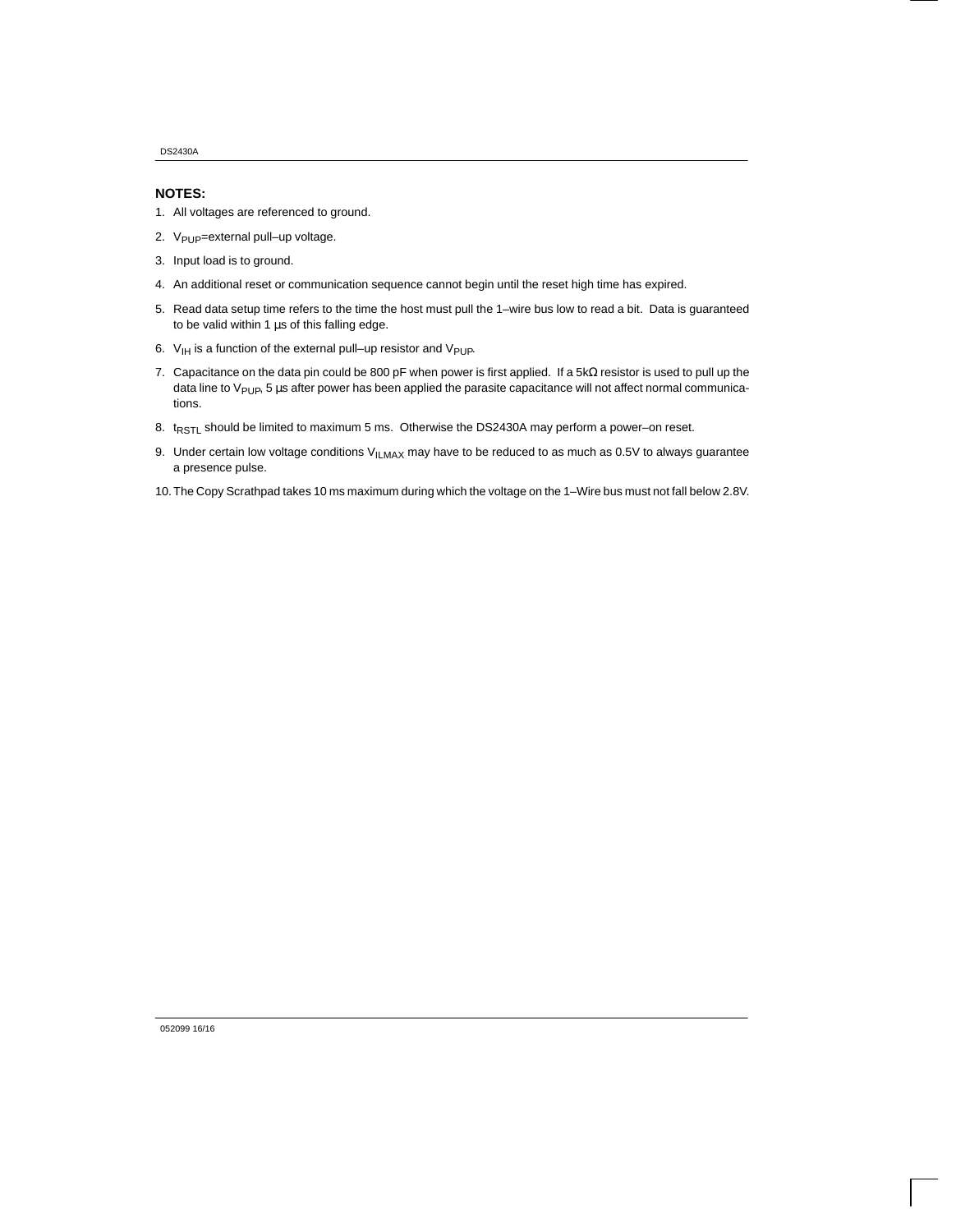**NOTES:**

1. All voltages are referenced to ground.
2. $V_{PUP}$=external pull–up voltage.
3. Input load is to ground.
4. An additional reset or communication sequence cannot begin until the reset high time has expired.
5. Read data setup time refers to the time the host must pull the 1–wire bus low to read a bit. Data is guaranteed to be valid within 1 µs of this falling edge.
6. $V_{IH}$ is a function of the external pull–up resistor and $V_{PUP}$.
7. Capacitance on the data pin could be 800 pF when power is first applied. If a 5kΩ resistor is used to pull up the data line to $V_{PUP}$, 5 µs after power has been applied the parasite capacitance will not affect normal communications.
8. $t_{RSTL}$ should be limited to maximum 5 ms. Otherwise the DS2430A may perform a power–on reset.
9. Under certain low voltage conditions $V_{ILMAX}$ may have to be reduced to as much as 0.5V to always guarantee a presence pulse.
10. The Copy Scrathpad takes 10 ms maximum during which the voltage on the 1–Wire bus must not fall below 2.8V.